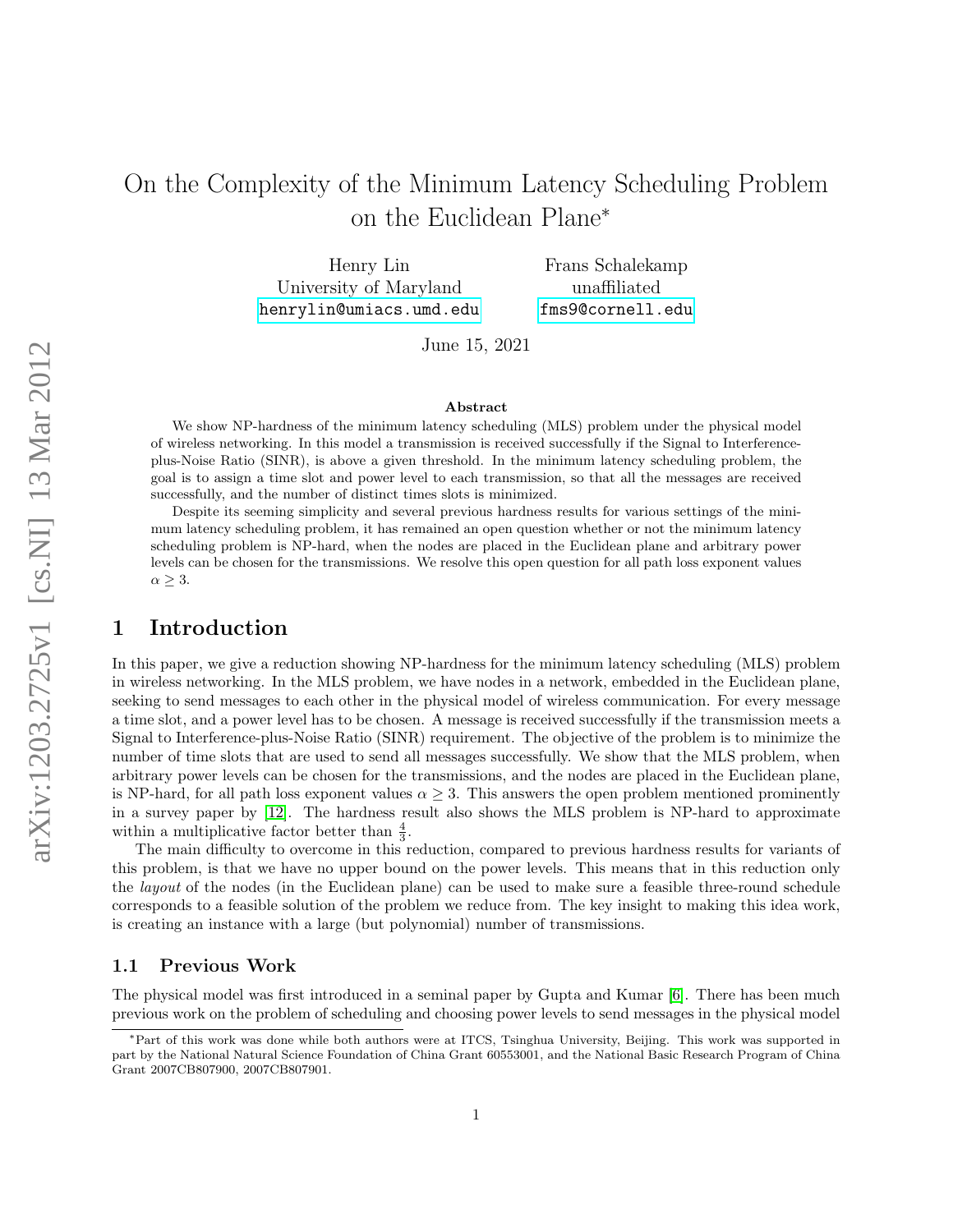# On the Complexity of the Minimum Latency Scheduling Problem on the Euclidean Plane*

Henry Lin
University of Maryland
henrylin@umiacs.umd.edu

Frans Schalekamp
unaffiliated
fms9@cornell.edu

June 15, 2021

**Abstract**

We show NP-hardness of the minimum latency scheduling (MLS) problem under the physical model of wireless networking. In this model a transmission is received successfully if the Signal to Interference-plus-Noise Ratio (SINR), is above a given threshold. In the minimum latency scheduling problem, the goal is to assign a time slot and power level to each transmission, so that all the messages are received successfully, and the number of distinct times slots is minimized.

Despite its seeming simplicity and several previous hardness results for various settings of the minimum latency scheduling problem, it has remained an open question whether or not the minimum latency scheduling problem is NP-hard, when the nodes are placed in the Euclidean plane and arbitrary power levels can be chosen for the transmissions. We resolve this open question for all path loss exponent values $\alpha \geq 3$.

## 1 Introduction

In this paper, we give a reduction showing NP-hardness for the minimum latency scheduling (MLS) problem in wireless networking. In the MLS problem, we have nodes in a network, embedded in the Euclidean plane, seeking to send messages to each other in the physical model of wireless communication. For every message a time slot, and a power level has to be chosen. A message is received successfully if the transmission meets a Signal to Interference-plus-Noise Ratio (SINR) requirement. The objective of the problem is to minimize the number of time slots that are used to send all messages successfully. We show that the MLS problem, when arbitrary power levels can be chosen for the transmissions, and the nodes are placed in the Euclidean plane, is NP-hard, for all path loss exponent values $\alpha \geq 3$. This answers the open problem mentioned prominently in a survey paper by [12]. The hardness result also shows the MLS problem is NP-hard to approximate within a multiplicative factor better than $\frac{4}{3}$.

The main difficulty to overcome in this reduction, compared to previous hardness results for variants of this problem, is that we have no upper bound on the power levels. This means that in this reduction only the *layout* of the nodes (in the Euclidean plane) can be used to make sure a feasible three-round schedule corresponds to a feasible solution of the problem we reduce from. The key insight to making this idea work, is creating an instance with a large (but polynomial) number of transmissions.

### 1.1 Previous Work

The physical model was first introduced in a seminal paper by Gupta and Kumar [6]. There has been much previous work on the problem of scheduling and choosing power levels to send messages in the physical model

*Part of this work was done while both authors were at ITCS, Tsinghua University, Beijing. This work was supported in part by the National Natural Science Foundation of China Grant 60553001, and the National Basic Research Program of China Grant 2007CB807900, 2007CB807901.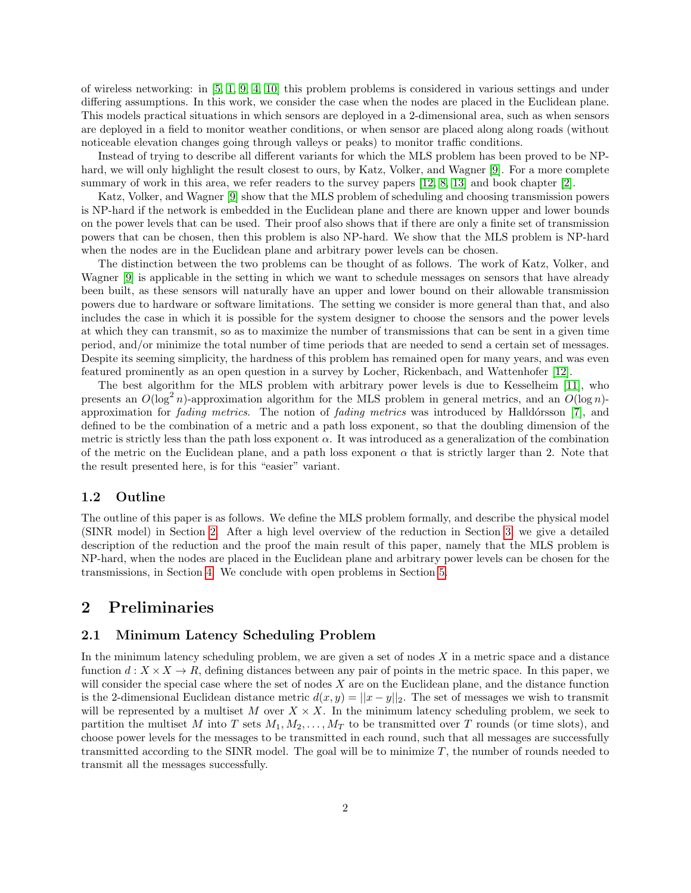of wireless networking: in [5, 1, 9, 4, 10] this problem problems is considered in various settings and under differing assumptions. In this work, we consider the case when the nodes are placed in the Euclidean plane. This models practical situations in which sensors are deployed in a 2-dimensional area, such as when sensors are deployed in a field to monitor weather conditions, or when sensor are placed along along roads (without noticeable elevation changes going through valleys or peaks) to monitor traffic conditions.

Instead of trying to describe all different variants for which the MLS problem has been proved to be NP-hard, we will only highlight the result closest to ours, by Katz, Volker, and Wagner [9]. For a more complete summary of work in this area, we refer readers to the survey papers [12, 8, 13] and book chapter [2].

Katz, Volker, and Wagner [9] show that the MLS problem of scheduling and choosing transmission powers is NP-hard if the network is embedded in the Euclidean plane and there are known upper and lower bounds on the power levels that can be used. Their proof also shows that if there are only a finite set of transmission powers that can be chosen, then this problem is also NP-hard. We show that the MLS problem is NP-hard when the nodes are in the Euclidean plane and arbitrary power levels can be chosen.

The distinction between the two problems can be thought of as follows. The work of Katz, Volker, and Wagner [9] is applicable in the setting in which we want to schedule messages on sensors that have already been built, as these sensors will naturally have an upper and lower bound on their allowable transmission powers due to hardware or software limitations. The setting we consider is more general than that, and also includes the case in which it is possible for the system designer to choose the sensors and the power levels at which they can transmit, so as to maximize the number of transmissions that can be sent in a given time period, and/or minimize the total number of time periods that are needed to send a certain set of messages. Despite its seeming simplicity, the hardness of this problem has remained open for many years, and was even featured prominently as an open question in a survey by Locher, Rickenbach, and Wattenhofer [12].

The best algorithm for the MLS problem with arbitrary power levels is due to Kesselheim [11], who presents an $O(\log^2 n)$-approximation algorithm for the MLS problem in general metrics, and an $O(\log n)$-approximation for *fading metrics*. The notion of *fading metrics* was introduced by Halldórsson [7], and defined to be the combination of a metric and a path loss exponent, so that the doubling dimension of the metric is strictly less than the path loss exponent $\alpha$. It was introduced as a generalization of the combination of the metric on the Euclidean plane, and a path loss exponent $\alpha$ that is strictly larger than 2. Note that the result presented here, is for this "easier" variant.

### 1.2 Outline

The outline of this paper is as follows. We define the MLS problem formally, and describe the physical model (SINR model) in Section 2. After a high level overview of the reduction in Section 3, we give a detailed description of the reduction and the proof the main result of this paper, namely that the MLS problem is NP-hard, when the nodes are placed in the Euclidean plane and arbitrary power levels can be chosen for the transmissions, in Section 4. We conclude with open problems in Section 5.

## 2 Preliminaries

### 2.1 Minimum Latency Scheduling Problem

In the minimum latency scheduling problem, we are given a set of nodes $X$ in a metric space and a distance function $d : X \times X \to R$, defining distances between any pair of points in the metric space. In this paper, we will consider the special case where the set of nodes $X$ are on the Euclidean plane, and the distance function is the 2-dimensional Euclidean distance metric $d(x, y) = ||x - y||_2$. The set of messages we wish to transmit will be represented by a multiset $M$ over $X \times X$. In the minimum latency scheduling problem, we seek to partition the multiset $M$ into $T$ sets $M_1, M_2, \ldots, M_T$ to be transmitted over $T$ rounds (or time slots), and choose power levels for the messages to be transmitted in each round, such that all messages are successfully transmitted according to the SINR model. The goal will be to minimize $T$, the number of rounds needed to transmit all the messages successfully.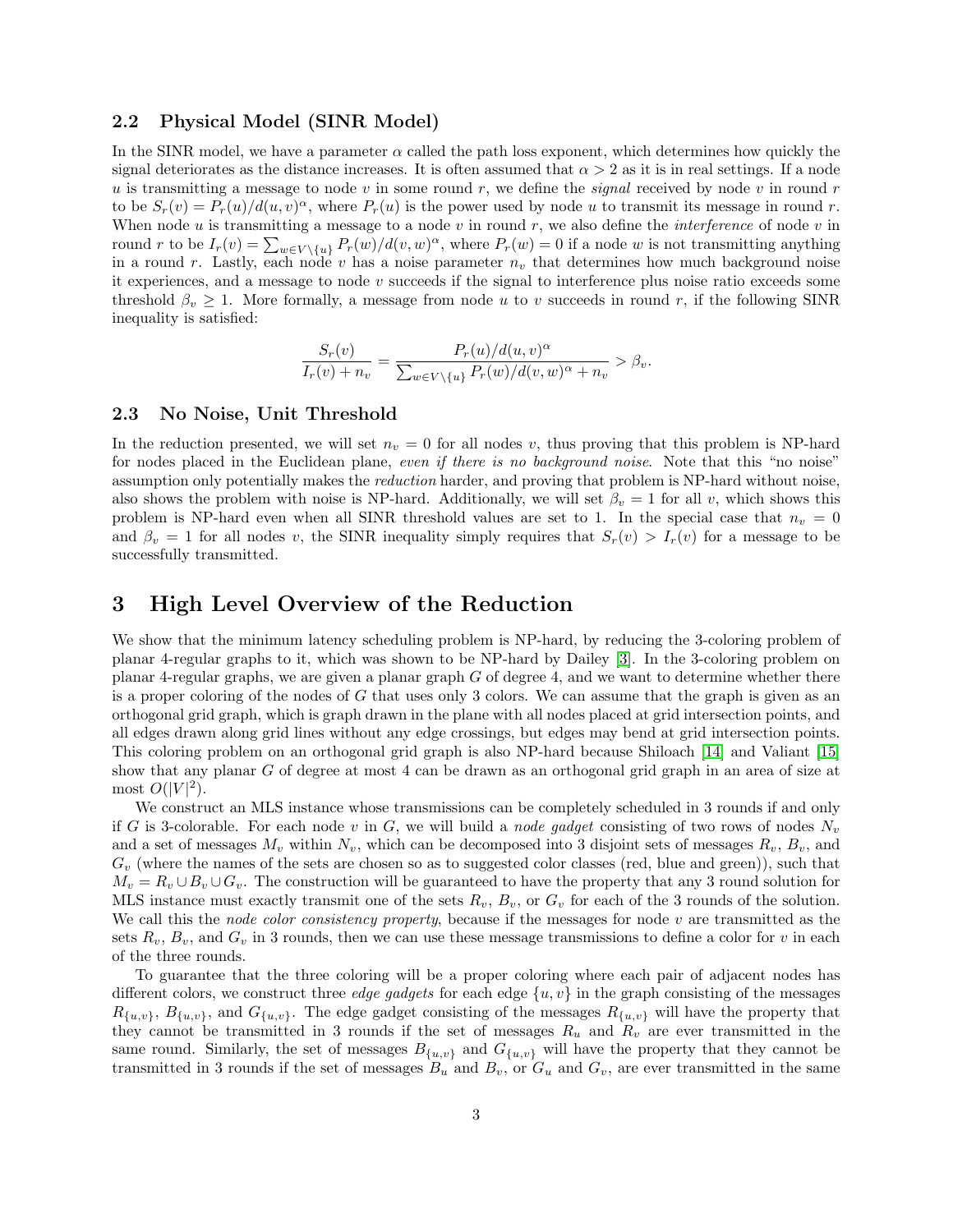### 2.2 Physical Model (SINR Model)

In the SINR model, we have a parameter $\alpha$ called the path loss exponent, which determines how quickly the signal deteriorates as the distance increases. It is often assumed that $\alpha > 2$ as it is in real settings. If a node $u$ is transmitting a message to node $v$ in some round $r$, we define the *signal* received by node $v$ in round $r$ to be $S_r(v) = P_r(u)/d(u,v)^\alpha$, where $P_r(u)$ is the power used by node $u$ to transmit its message in round $r$. When node $u$ is transmitting a message to a node $v$ in round $r$, we also define the *interference* of node $v$ in round $r$ to be $I_r(v) = \sum_{w \in V \setminus \{u\}} P_r(w)/d(v,w)^\alpha$, where $P_r(w) = 0$ if a node $w$ is not transmitting anything in a round $r$. Lastly, each node $v$ has a noise parameter $n_v$ that determines how much background noise it experiences, and a message to node $v$ succeeds if the signal to interference plus noise ratio exceeds some threshold $\beta_v \geq 1$. More formally, a message from node $u$ to $v$ succeeds in round $r$, if the following SINR inequality is satisfied:

$$\frac{S_r(v)}{I_r(v) + n_v} = \frac{P_r(u)/d(u,v)^\alpha}{\sum_{w \in V \setminus \{u\}} P_r(w)/d(v,w)^\alpha + n_v} > \beta_v.$$

### 2.3 No Noise, Unit Threshold

In the reduction presented, we will set $n_v = 0$ for all nodes $v$, thus proving that this problem is NP-hard for nodes placed in the Euclidean plane, *even if there is no background noise*. Note that this "no noise" assumption only potentially makes the *reduction* harder, and proving that problem is NP-hard without noise, also shows the problem with noise is NP-hard. Additionally, we will set $\beta_v = 1$ for all $v$, which shows this problem is NP-hard even when all SINR threshold values are set to 1. In the special case that $n_v = 0$ and $\beta_v = 1$ for all nodes $v$, the SINR inequality simply requires that $S_r(v) > I_r(v)$ for a message to be successfully transmitted.

## 3 High Level Overview of the Reduction

We show that the minimum latency scheduling problem is NP-hard, by reducing the 3-coloring problem of planar 4-regular graphs to it, which was shown to be NP-hard by Dailey [3]. In the 3-coloring problem on planar 4-regular graphs, we are given a planar graph $G$ of degree 4, and we want to determine whether there is a proper coloring of the nodes of $G$ that uses only 3 colors. We can assume that the graph is given as an orthogonal grid graph, which is graph drawn in the plane with all nodes placed at grid intersection points, and all edges drawn along grid lines without any edge crossings, but edges may bend at grid intersection points. This coloring problem on an orthogonal grid graph is also NP-hard because Shiloach [14] and Valiant [15] show that any planar $G$ of degree at most 4 can be drawn as an orthogonal grid graph in an area of size at most $O(|V|^2)$.

We construct an MLS instance whose transmissions can be completely scheduled in 3 rounds if and only if $G$ is 3-colorable. For each node $v$ in $G$, we will build a *node gadget* consisting of two rows of nodes $N_v$ and a set of messages $M_v$ within $N_v$, which can be decomposed into 3 disjoint sets of messages $R_v$, $B_v$, and $G_v$ (where the names of the sets are chosen so as to suggested color classes (red, blue and green)), such that $M_v = R_v \cup B_v \cup G_v$. The construction will be guaranteed to have the property that any 3 round solution for MLS instance must exactly transmit one of the sets $R_v$, $B_v$, or $G_v$ for each of the 3 rounds of the solution. We call this the *node color consistency property*, because if the messages for node $v$ are transmitted as the sets $R_v$, $B_v$, and $G_v$ in 3 rounds, then we can use these message transmissions to define a color for $v$ in each of the three rounds.

To guarantee that the three coloring will be a proper coloring where each pair of adjacent nodes has different colors, we construct three *edge gadgets* for each edge $\{u,v\}$ in the graph consisting of the messages $R_{\{u,v\}}$, $B_{\{u,v\}}$, and $G_{\{u,v\}}$. The edge gadget consisting of the messages $R_{\{u,v\}}$ will have the property that they cannot be transmitted in 3 rounds if the set of messages $R_u$ and $R_v$ are ever transmitted in the same round. Similarly, the set of messages $B_{\{u,v\}}$ and $G_{\{u,v\}}$ will have the property that they cannot be transmitted in 3 rounds if the set of messages $B_u$ and $B_v$, or $G_u$ and $G_v$, are ever transmitted in the same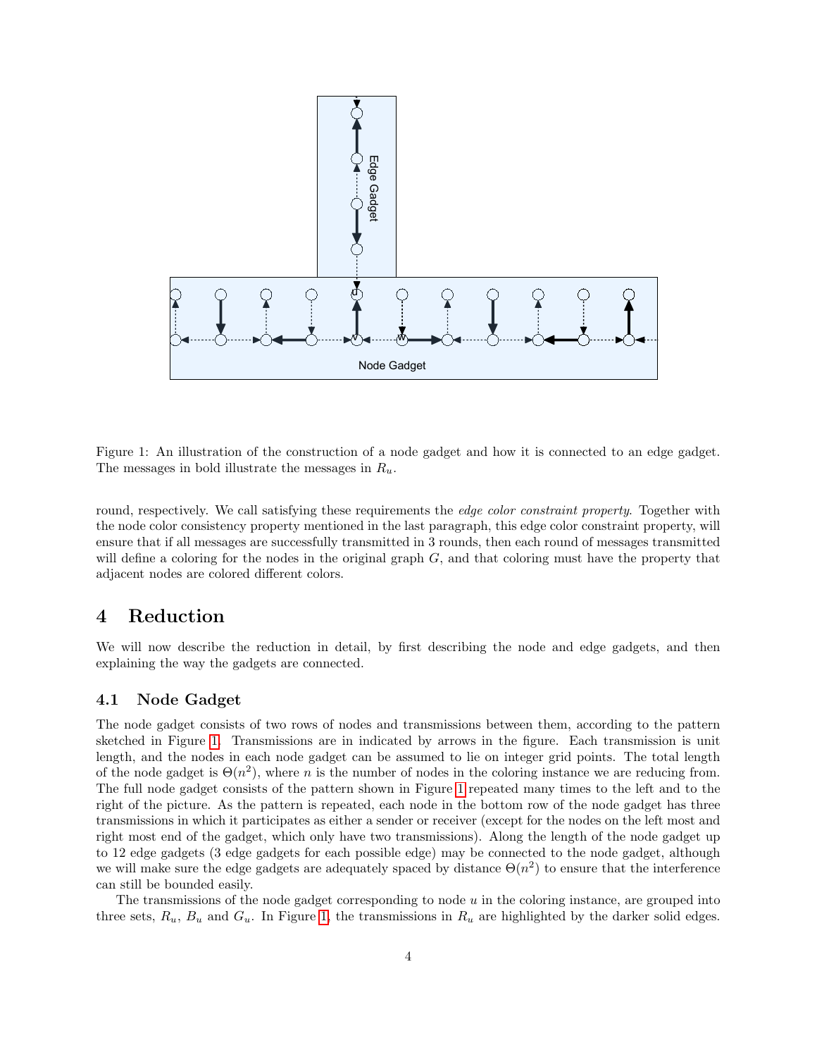Figure 1: An illustration of the construction of a node gadget and how it is connected to an edge gadget. The messages in bold illustrate the messages in $R_u$.

round, respectively. We call satisfying these requirements the *edge color constraint property*. Together with the node color consistency property mentioned in the last paragraph, this edge color constraint property, will ensure that if all messages are successfully transmitted in 3 rounds, then each round of messages transmitted will define a coloring for the nodes in the original graph $G$, and that coloring must have the property that adjacent nodes are colored different colors.

# 4 Reduction

We will now describe the reduction in detail, by first describing the node and edge gadgets, and then explaining the way the gadgets are connected.

## 4.1 Node Gadget

The node gadget consists of two rows of nodes and transmissions between them, according to the pattern sketched in Figure 1. Transmissions are in indicated by arrows in the figure. Each transmission is unit length, and the nodes in each node gadget can be assumed to lie on integer grid points. The total length of the node gadget is $\Theta(n^2)$, where $n$ is the number of nodes in the coloring instance we are reducing from. The full node gadget consists of the pattern shown in Figure 1 repeated many times to the left and to the right of the picture. As the pattern is repeated, each node in the bottom row of the node gadget has three transmissions in which it participates as either a sender or receiver (except for the nodes on the left most and right most end of the gadget, which only have two transmissions). Along the length of the node gadget up to 12 edge gadgets (3 edge gadgets for each possible edge) may be connected to the node gadget, although we will make sure the edge gadgets are adequately spaced by distance $\Theta(n^2)$ to ensure that the interference can still be bounded easily.

The transmissions of the node gadget corresponding to node $u$ in the coloring instance, are grouped into three sets, $R_u$, $B_u$ and $G_u$. In Figure 1, the transmissions in $R_u$ are highlighted by the darker solid edges.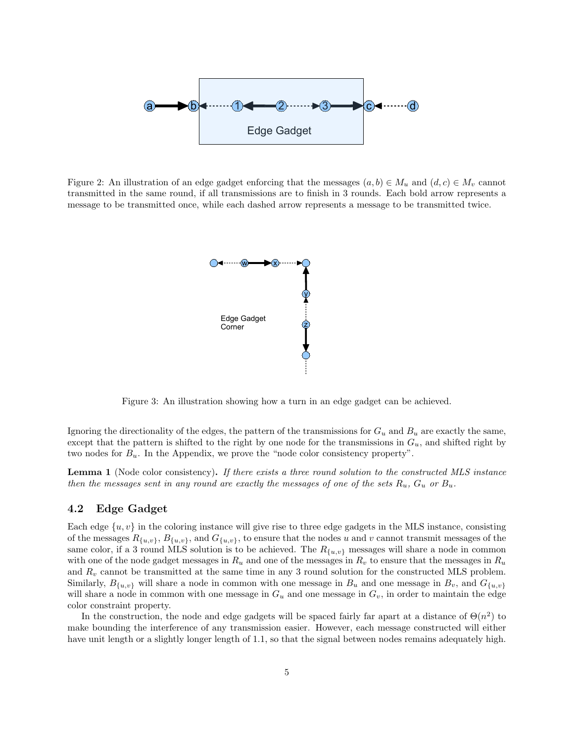Figure 2: An illustration of an edge gadget enforcing that the messages $(a, b) \in M_u$ and $(d, c) \in M_v$ cannot transmitted in the same round, if all transmissions are to finish in 3 rounds. Each bold arrow represents a message to be transmitted once, while each dashed arrow represents a message to be transmitted twice.

Figure 3: An illustration showing how a turn in an edge gadget can be achieved.

Ignoring the directionality of the edges, the pattern of the transmissions for $G_u$ and $B_u$ are exactly the same, except that the pattern is shifted to the right by one node for the transmissions in $G_u$, and shifted right by two nodes for $B_u$. In the Appendix, we prove the "node color consistency property".

**Lemma 1** (Node color consistency)**.** *If there exists a three round solution to the constructed MLS instance then the messages sent in any round are exactly the messages of one of the sets $R_u$, $G_u$ or $B_u$.*

### 4.2 Edge Gadget

Each edge $\{u, v\}$ in the coloring instance will give rise to three edge gadgets in the MLS instance, consisting of the messages $R_{\{u,v\}}$, $B_{\{u,v\}}$, and $G_{\{u,v\}}$, to ensure that the nodes $u$ and $v$ cannot transmit messages of the same color, if a 3 round MLS solution is to be achieved. The $R_{\{u,v\}}$ messages will share a node in common with one of the node gadget messages in $R_u$ and one of the messages in $R_v$ to ensure that the messages in $R_u$ and $R_v$ cannot be transmitted at the same time in any 3 round solution for the constructed MLS problem. Similarly, $B_{\{u,v\}}$ will share a node in common with one message in $B_u$ and one message in $B_v$, and $G_{\{u,v\}}$ will share a node in common with one message in $G_u$ and one message in $G_v$, in order to maintain the edge color constraint property.

In the construction, the node and edge gadgets will be spaced fairly far apart at a distance of $\Theta(n^2)$ to make bounding the interference of any transmission easier. However, each message constructed will either have unit length or a slightly longer length of 1.1, so that the signal between nodes remains adequately high.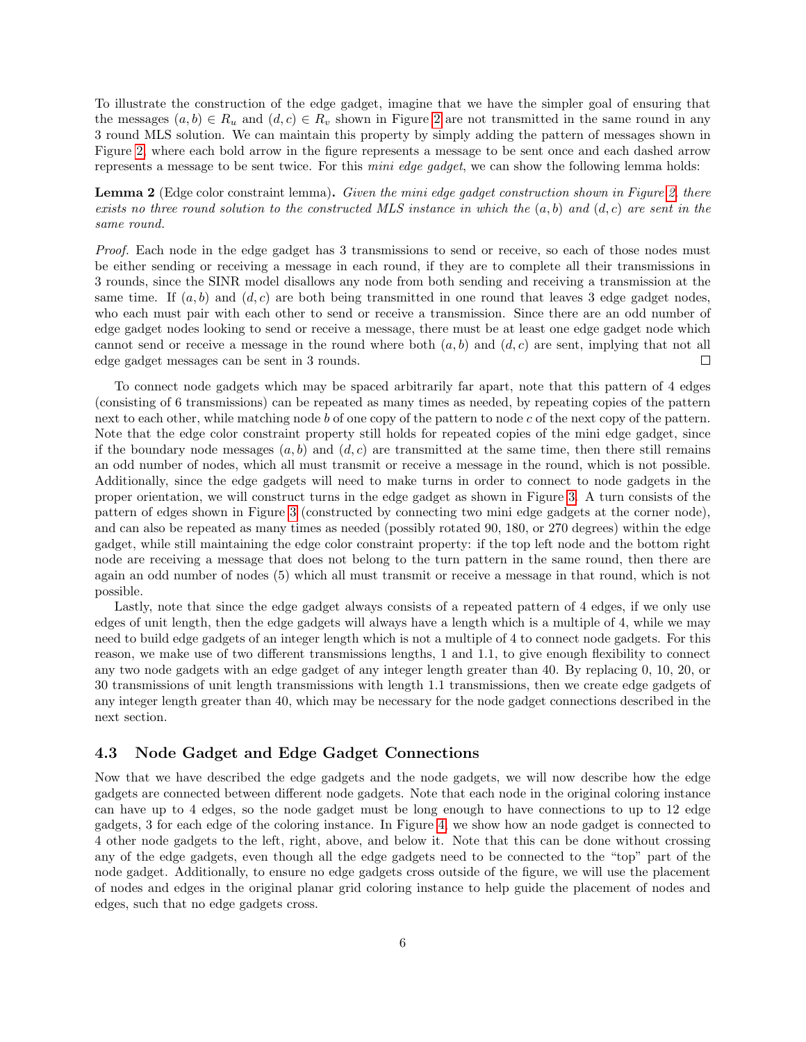To illustrate the construction of the edge gadget, imagine that we have the simpler goal of ensuring that the messages $(a, b) \in R_u$ and $(d, c) \in R_v$ shown in Figure 2 are not transmitted in the same round in any 3 round MLS solution. We can maintain this property by simply adding the pattern of messages shown in Figure 2, where each bold arrow in the figure represents a message to be sent once and each dashed arrow represents a message to be sent twice. For this *mini edge gadget*, we can show the following lemma holds:

**Lemma 2** (Edge color constraint lemma)**.** *Given the mini edge gadget construction shown in Figure 2, there exists no three round solution to the constructed MLS instance in which the $(a, b)$ and $(d, c)$ are sent in the same round.*

*Proof.* Each node in the edge gadget has 3 transmissions to send or receive, so each of those nodes must be either sending or receiving a message in each round, if they are to complete all their transmissions in 3 rounds, since the SINR model disallows any node from both sending and receiving a transmission at the same time. If $(a, b)$ and $(d, c)$ are both being transmitted in one round that leaves 3 edge gadget nodes, who each must pair with each other to send or receive a transmission. Since there are an odd number of edge gadget nodes looking to send or receive a message, there must be at least one edge gadget node which cannot send or receive a message in the round where both $(a, b)$ and $(d, c)$ are sent, implying that not all edge gadget messages can be sent in 3 rounds. □

To connect node gadgets which may be spaced arbitrarily far apart, note that this pattern of 4 edges (consisting of 6 transmissions) can be repeated as many times as needed, by repeating copies of the pattern next to each other, while matching node $b$ of one copy of the pattern to node $c$ of the next copy of the pattern. Note that the edge color constraint property still holds for repeated copies of the mini edge gadget, since if the boundary node messages $(a, b)$ and $(d, c)$ are transmitted at the same time, then there still remains an odd number of nodes, which all must transmit or receive a message in the round, which is not possible. Additionally, since the edge gadgets will need to make turns in order to connect to node gadgets in the proper orientation, we will construct turns in the edge gadget as shown in Figure 3. A turn consists of the pattern of edges shown in Figure 3 (constructed by connecting two mini edge gadgets at the corner node), and can also be repeated as many times as needed (possibly rotated 90, 180, or 270 degrees) within the edge gadget, while still maintaining the edge color constraint property: if the top left node and the bottom right node are receiving a message that does not belong to the turn pattern in the same round, then there are again an odd number of nodes (5) which all must transmit or receive a message in that round, which is not possible.

Lastly, note that since the edge gadget always consists of a repeated pattern of 4 edges, if we only use edges of unit length, then the edge gadgets will always have a length which is a multiple of 4, while we may need to build edge gadgets of an integer length which is not a multiple of 4 to connect node gadgets. For this reason, we make use of two different transmissions lengths, 1 and 1.1, to give enough flexibility to connect any two node gadgets with an edge gadget of any integer length greater than 40. By replacing 0, 10, 20, or 30 transmissions of unit length transmissions with length 1.1 transmissions, then we create edge gadgets of any integer length greater than 40, which may be necessary for the node gadget connections described in the next section.

### 4.3 Node Gadget and Edge Gadget Connections

Now that we have described the edge gadgets and the node gadgets, we will now describe how the edge gadgets are connected between different node gadgets. Note that each node in the original coloring instance can have up to 4 edges, so the node gadget must be long enough to have connections to up to 12 edge gadgets, 3 for each edge of the coloring instance. In Figure 4, we show how an node gadget is connected to 4 other node gadgets to the left, right, above, and below it. Note that this can be done without crossing any of the edge gadgets, even though all the edge gadgets need to be connected to the "top" part of the node gadget. Additionally, to ensure no edge gadgets cross outside of the figure, we will use the placement of nodes and edges in the original planar grid coloring instance to help guide the placement of nodes and edges, such that no edge gadgets cross.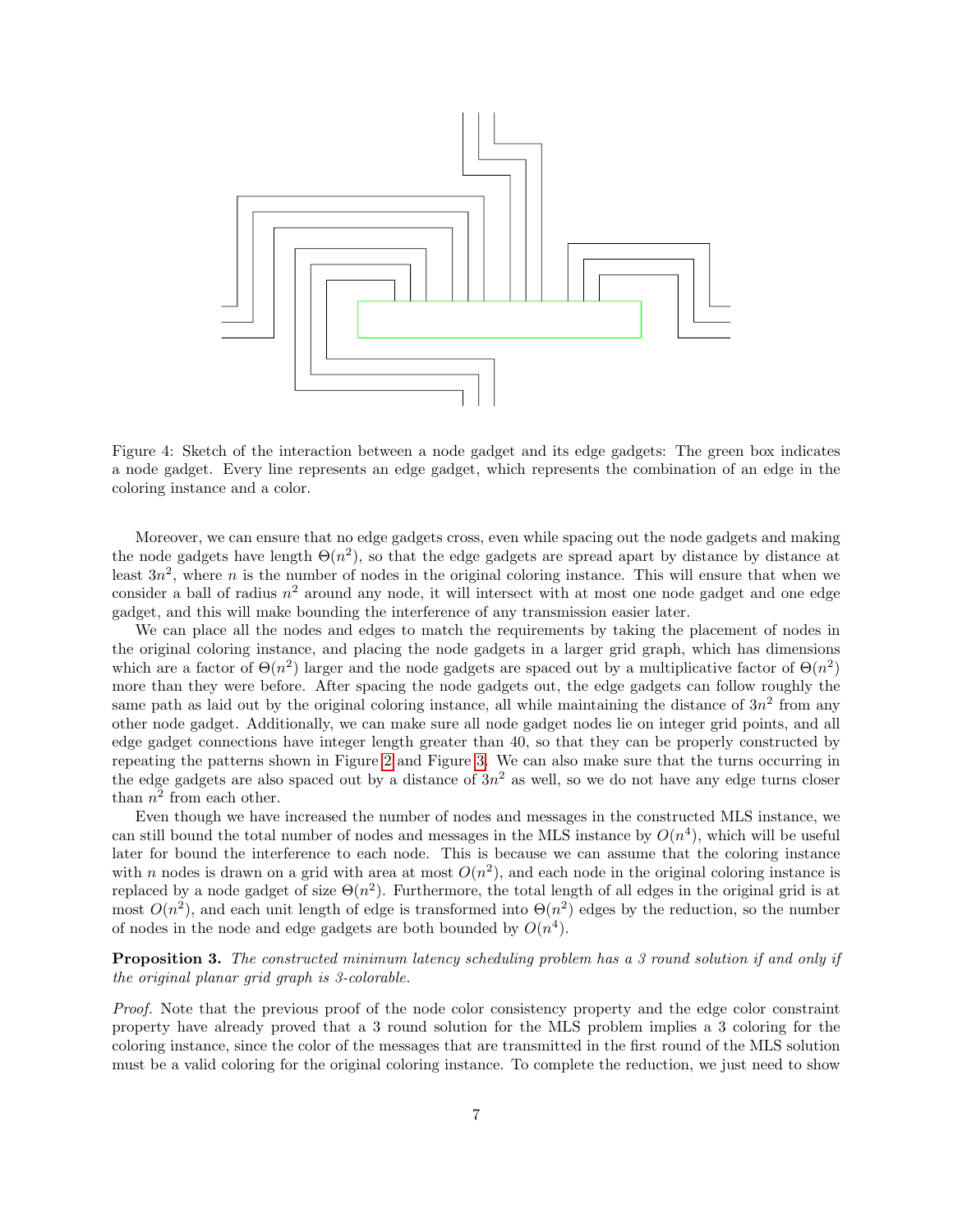Figure 4: Sketch of the interaction between a node gadget and its edge gadgets: The green box indicates a node gadget. Every line represents an edge gadget, which represents the combination of an edge in the coloring instance and a color.

Moreover, we can ensure that no edge gadgets cross, even while spacing out the node gadgets and making the node gadgets have length $\Theta(n^2)$, so that the edge gadgets are spread apart by distance by distance at least $3n^2$, where $n$ is the number of nodes in the original coloring instance. This will ensure that when we consider a ball of radius $n^2$ around any node, it will intersect with at most one node gadget and one edge gadget, and this will make bounding the interference of any transmission easier later.

We can place all the nodes and edges to match the requirements by taking the placement of nodes in the original coloring instance, and placing the node gadgets in a larger grid graph, which has dimensions which are a factor of $\Theta(n^2)$ larger and the node gadgets are spaced out by a multiplicative factor of $\Theta(n^2)$ more than they were before. After spacing the node gadgets out, the edge gadgets can follow roughly the same path as laid out by the original coloring instance, all while maintaining the distance of $3n^2$ from any other node gadget. Additionally, we can make sure all node gadget nodes lie on integer grid points, and all edge gadget connections have integer length greater than 40, so that they can be properly constructed by repeating the patterns shown in Figure 2 and Figure 3. We can also make sure that the turns occurring in the edge gadgets are also spaced out by a distance of $3n^2$ as well, so we do not have any edge turns closer than $n^2$ from each other.

Even though we have increased the number of nodes and messages in the constructed MLS instance, we can still bound the total number of nodes and messages in the MLS instance by $O(n^4)$, which will be useful later for bound the interference to each node. This is because we can assume that the coloring instance with $n$ nodes is drawn on a grid with area at most $O(n^2)$, and each node in the original coloring instance is replaced by a node gadget of size $\Theta(n^2)$. Furthermore, the total length of all edges in the original grid is at most $O(n^2)$, and each unit length of edge is transformed into $\Theta(n^2)$ edges by the reduction, so the number of nodes in the node and edge gadgets are both bounded by $O(n^4)$.

**Proposition 3.** *The constructed minimum latency scheduling problem has a 3 round solution if and only if the original planar grid graph is 3-colorable.*

*Proof.* Note that the previous proof of the node color consistency property and the edge color constraint property have already proved that a 3 round solution for the MLS problem implies a 3 coloring for the coloring instance, since the color of the messages that are transmitted in the first round of the MLS solution must be a valid coloring for the original coloring instance. To complete the reduction, we just need to show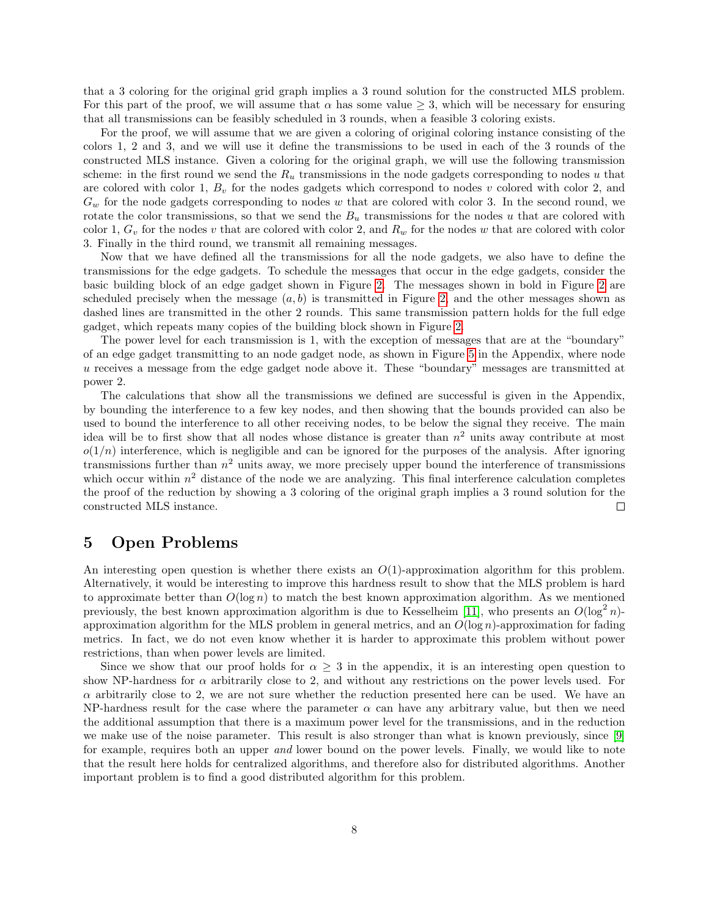that a 3 coloring for the original grid graph implies a 3 round solution for the constructed MLS problem. For this part of the proof, we will assume that $\alpha$ has some value $\geq 3$, which will be necessary for ensuring that all transmissions can be feasibly scheduled in 3 rounds, when a feasible 3 coloring exists.

For the proof, we will assume that we are given a coloring of original coloring instance consisting of the colors 1, 2 and 3, and we will use it define the transmissions to be used in each of the 3 rounds of the constructed MLS instance. Given a coloring for the original graph, we will use the following transmission scheme: in the first round we send the $R_u$ transmissions in the node gadgets corresponding to nodes $u$ that are colored with color 1, $B_v$ for the nodes gadgets which correspond to nodes $v$ colored with color 2, and $G_w$ for the node gadgets corresponding to nodes $w$ that are colored with color 3. In the second round, we rotate the color transmissions, so that we send the $B_u$ transmissions for the nodes $u$ that are colored with color 1, $G_v$ for the nodes $v$ that are colored with color 2, and $R_w$ for the nodes $w$ that are colored with color 3. Finally in the third round, we transmit all remaining messages.

Now that we have defined all the transmissions for all the node gadgets, we also have to define the transmissions for the edge gadgets. To schedule the messages that occur in the edge gadgets, consider the basic building block of an edge gadget shown in Figure 2. The messages shown in bold in Figure 2 are scheduled precisely when the message $(a, b)$ is transmitted in Figure 2, and the other messages shown as dashed lines are transmitted in the other 2 rounds. This same transmission pattern holds for the full edge gadget, which repeats many copies of the building block shown in Figure 2.

The power level for each transmission is 1, with the exception of messages that are at the "boundary" of an edge gadget transmitting to an node gadget node, as shown in Figure 5 in the Appendix, where node $u$ receives a message from the edge gadget node above it. These "boundary" messages are transmitted at power 2.

The calculations that show all the transmissions we defined are successful is given in the Appendix, by bounding the interference to a few key nodes, and then showing that the bounds provided can also be used to bound the interference to all other receiving nodes, to be below the signal they receive. The main idea will be to first show that all nodes whose distance is greater than $n^2$ units away contribute at most $o(1/n)$ interference, which is negligible and can be ignored for the purposes of the analysis. After ignoring transmissions further than $n^2$ units away, we more precisely upper bound the interference of transmissions which occur within $n^2$ distance of the node we are analyzing. This final interference calculation completes the proof of the reduction by showing a 3 coloring of the original graph implies a 3 round solution for the constructed MLS instance. □

## 5 Open Problems

An interesting open question is whether there exists an $O(1)$-approximation algorithm for this problem. Alternatively, it would be interesting to improve this hardness result to show that the MLS problem is hard to approximate better than $O(\log n)$ to match the best known approximation algorithm. As we mentioned previously, the best known approximation algorithm is due to Kesselheim [11], who presents an $O(\log^2 n)$-approximation algorithm for the MLS problem in general metrics, and an $O(\log n)$-approximation for fading metrics. In fact, we do not even know whether it is harder to approximate this problem without power restrictions, than when power levels are limited.

Since we show that our proof holds for $\alpha \geq 3$ in the appendix, it is an interesting open question to show NP-hardness for $\alpha$ arbitrarily close to 2, and without any restrictions on the power levels used. For $\alpha$ arbitrarily close to 2, we are not sure whether the reduction presented here can be used. We have an NP-hardness result for the case where the parameter $\alpha$ can have any arbitrary value, but then we need the additional assumption that there is a maximum power level for the transmissions, and in the reduction we make use of the noise parameter. This result is also stronger than what is known previously, since [9] for example, requires both an upper *and* lower bound on the power levels. Finally, we would like to note that the result here holds for centralized algorithms, and therefore also for distributed algorithms. Another important problem is to find a good distributed algorithm for this problem.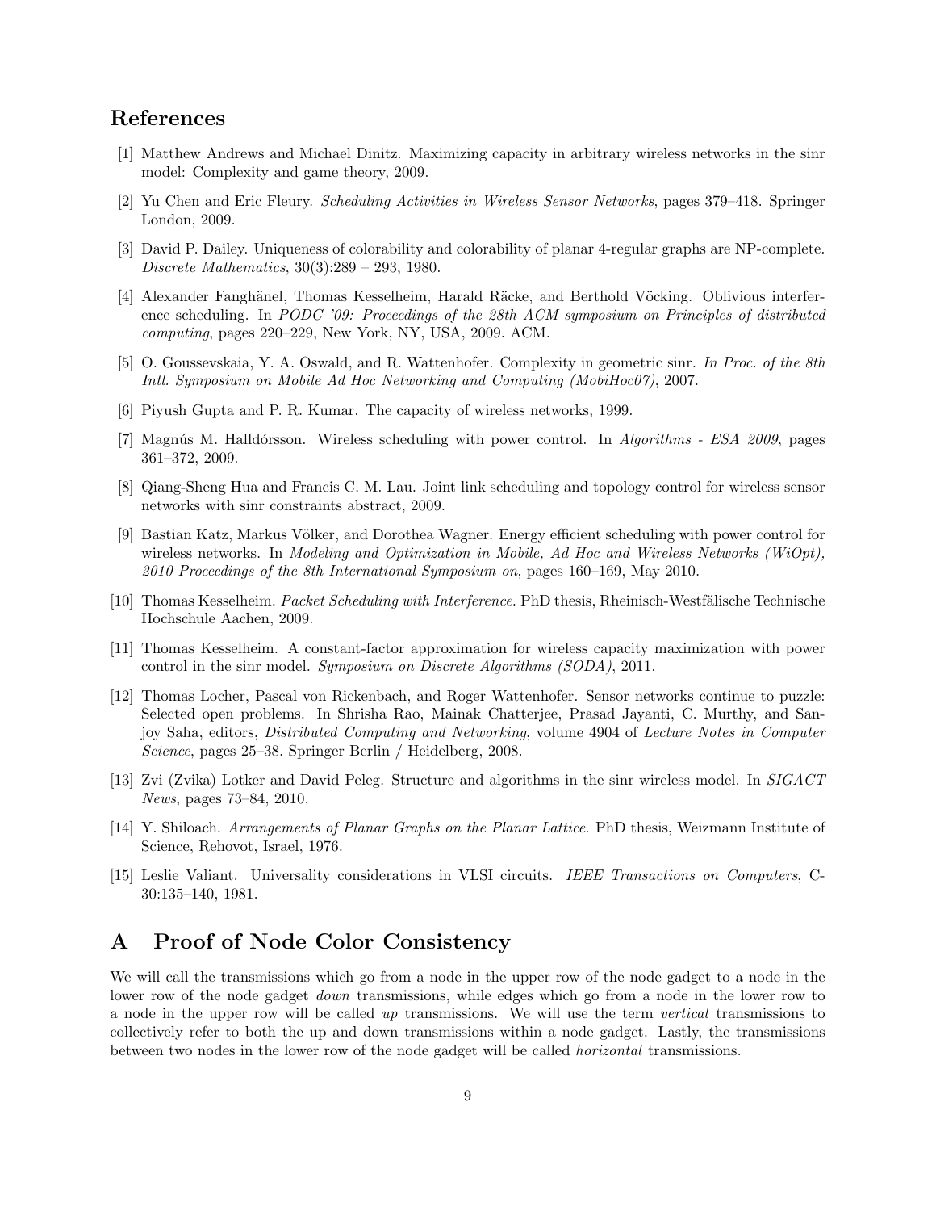## References

[1] Matthew Andrews and Michael Dinitz. Maximizing capacity in arbitrary wireless networks in the sinr model: Complexity and game theory, 2009.

[2] Yu Chen and Eric Fleury. *Scheduling Activities in Wireless Sensor Networks*, pages 379–418. Springer London, 2009.

[3] David P. Dailey. Uniqueness of colorability and colorability of planar 4-regular graphs are NP-complete. *Discrete Mathematics*, 30(3):289 – 293, 1980.

[4] Alexander Fanghänel, Thomas Kesselheim, Harald Räcke, and Berthold Vöcking. Oblivious interference scheduling. In *PODC '09: Proceedings of the 28th ACM symposium on Principles of distributed computing*, pages 220–229, New York, NY, USA, 2009. ACM.

[5] O. Goussevskaia, Y. A. Oswald, and R. Wattenhofer. Complexity in geometric sinr. *In Proc. of the 8th Intl. Symposium on Mobile Ad Hoc Networking and Computing (MobiHoc07)*, 2007.

[6] Piyush Gupta and P. R. Kumar. The capacity of wireless networks, 1999.

[7] Magnús M. Halldórsson. Wireless scheduling with power control. In *Algorithms - ESA 2009*, pages 361–372, 2009.

[8] Qiang-Sheng Hua and Francis C. M. Lau. Joint link scheduling and topology control for wireless sensor networks with sinr constraints abstract, 2009.

[9] Bastian Katz, Markus Völker, and Dorothea Wagner. Energy efficient scheduling with power control for wireless networks. In *Modeling and Optimization in Mobile, Ad Hoc and Wireless Networks (WiOpt), 2010 Proceedings of the 8th International Symposium on*, pages 160–169, May 2010.

[10] Thomas Kesselheim. *Packet Scheduling with Interference*. PhD thesis, Rheinisch-Westfälische Technische Hochschule Aachen, 2009.

[11] Thomas Kesselheim. A constant-factor approximation for wireless capacity maximization with power control in the sinr model. *Symposium on Discrete Algorithms (SODA)*, 2011.

[12] Thomas Locher, Pascal von Rickenbach, and Roger Wattenhofer. Sensor networks continue to puzzle: Selected open problems. In Shrisha Rao, Mainak Chatterjee, Prasad Jayanti, C. Murthy, and Sanjoy Saha, editors, *Distributed Computing and Networking*, volume 4904 of *Lecture Notes in Computer Science*, pages 25–38. Springer Berlin / Heidelberg, 2008.

[13] Zvi (Zvika) Lotker and David Peleg. Structure and algorithms in the sinr wireless model. In *SIGACT News*, pages 73–84, 2010.

[14] Y. Shiloach. *Arrangements of Planar Graphs on the Planar Lattice*. PhD thesis, Weizmann Institute of Science, Rehovot, Israel, 1976.

[15] Leslie Valiant. Universality considerations in VLSI circuits. *IEEE Transactions on Computers*, C-30:135–140, 1981.

# A Proof of Node Color Consistency

We will call the transmissions which go from a node in the upper row of the node gadget to a node in the lower row of the node gadget *down* transmissions, while edges which go from a node in the lower row to a node in the upper row will be called *up* transmissions. We will use the term *vertical* transmissions to collectively refer to both the up and down transmissions within a node gadget. Lastly, the transmissions between two nodes in the lower row of the node gadget will be called *horizontal* transmissions.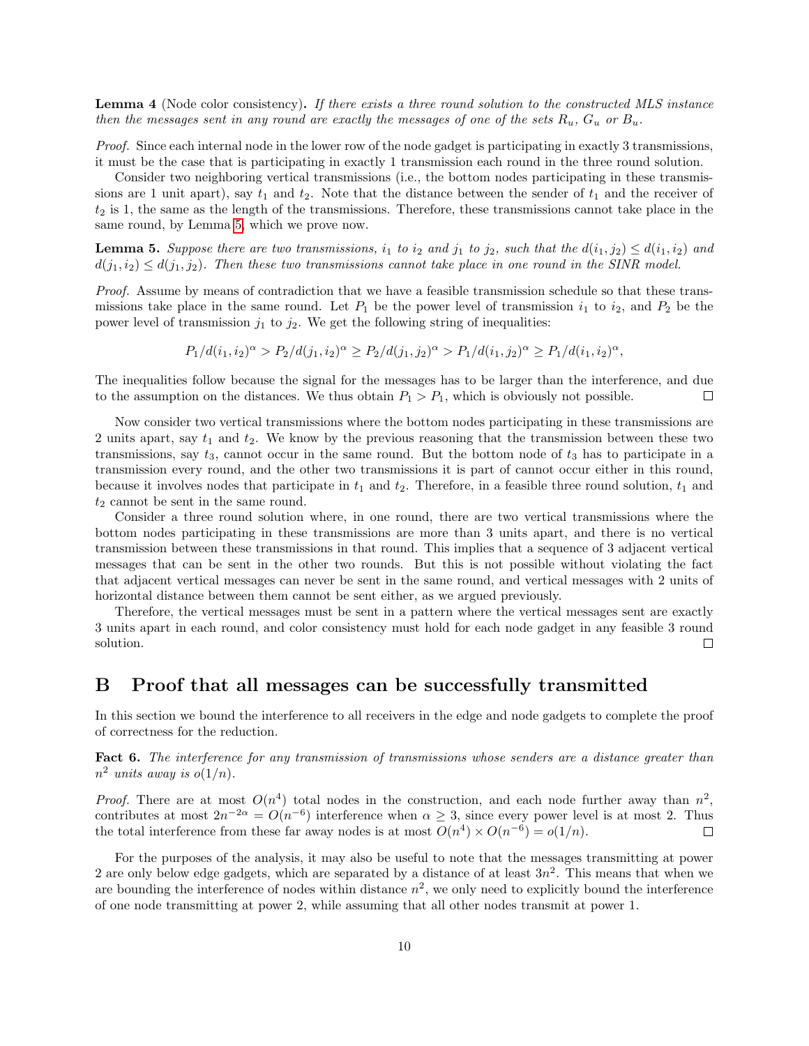**Lemma 4** (Node color consistency)**.** *If there exists a three round solution to the constructed MLS instance then the messages sent in any round are exactly the messages of one of the sets $R_u$, $G_u$ or $B_u$.*

*Proof.* Since each internal node in the lower row of the node gadget is participating in exactly 3 transmissions, it must be the case that is participating in exactly 1 transmission each round in the three round solution.

Consider two neighboring vertical transmissions (i.e., the bottom nodes participating in these transmissions are 1 unit apart), say $t_1$ and $t_2$. Note that the distance between the sender of $t_1$ and the receiver of $t_2$ is 1, the same as the length of the transmissions. Therefore, these transmissions cannot take place in the same round, by Lemma 5, which we prove now.

**Lemma 5.** *Suppose there are two transmissions, $i_1$ to $i_2$ and $j_1$ to $j_2$, such that the $d(i_1, j_2) \leq d(i_1, i_2)$ and $d(j_1, i_2) \leq d(j_1, j_2)$. Then these two transmissions cannot take place in one round in the SINR model.*

*Proof.* Assume by means of contradiction that we have a feasible transmission schedule so that these transmissions take place in the same round. Let $P_1$ be the power level of transmission $i_1$ to $i_2$, and $P_2$ be the power level of transmission $j_1$ to $j_2$. We get the following string of inequalities:

$$P_1/d(i_1, i_2)^\alpha > P_2/d(j_1, i_2)^\alpha \geq P_2/d(j_1, j_2)^\alpha > P_1/d(i_1, j_2)^\alpha \geq P_1/d(i_1, i_2)^\alpha,$$

The inequalities follow because the signal for the messages has to be larger than the interference, and due to the assumption on the distances. We thus obtain $P_1 > P_1$, which is obviously not possible. □

Now consider two vertical transmissions where the bottom nodes participating in these transmissions are 2 units apart, say $t_1$ and $t_2$. We know by the previous reasoning that the transmission between these two transmissions, say $t_3$, cannot occur in the same round. But the bottom node of $t_3$ has to participate in a transmission every round, and the other two transmissions it is part of cannot occur either in this round, because it involves nodes that participate in $t_1$ and $t_2$. Therefore, in a feasible three round solution, $t_1$ and $t_2$ cannot be sent in the same round.

Consider a three round solution where, in one round, there are two vertical transmissions where the bottom nodes participating in these transmissions are more than 3 units apart, and there is no vertical transmission between these transmissions in that round. This implies that a sequence of 3 adjacent vertical messages that can be sent in the other two rounds. But this is not possible without violating the fact that adjacent vertical messages can never be sent in the same round, and vertical messages with 2 units of horizontal distance between them cannot be sent either, as we argued previously.

Therefore, the vertical messages must be sent in a pattern where the vertical messages sent are exactly 3 units apart in each round, and color consistency must hold for each node gadget in any feasible 3 round solution. □

# B Proof that all messages can be successfully transmitted

In this section we bound the interference to all receivers in the edge and node gadgets to complete the proof of correctness for the reduction.

**Fact 6.** *The interference for any transmission of transmissions whose senders are a distance greater than $n^2$ units away is $o(1/n)$.*

*Proof.* There are at most $O(n^4)$ total nodes in the construction, and each node further away than $n^2$, contributes at most $2n^{-2\alpha} = O(n^{-6})$ interference when $\alpha \geq 3$, since every power level is at most 2. Thus the total interference from these far away nodes is at most $O(n^4) \times O(n^{-6}) = o(1/n)$. □

For the purposes of the analysis, it may also be useful to note that the messages transmitting at power 2 are only below edge gadgets, which are separated by a distance of at least $3n^2$. This means that when we are bounding the interference of nodes within distance $n^2$, we only need to explicitly bound the interference of one node transmitting at power 2, while assuming that all other nodes transmit at power 1.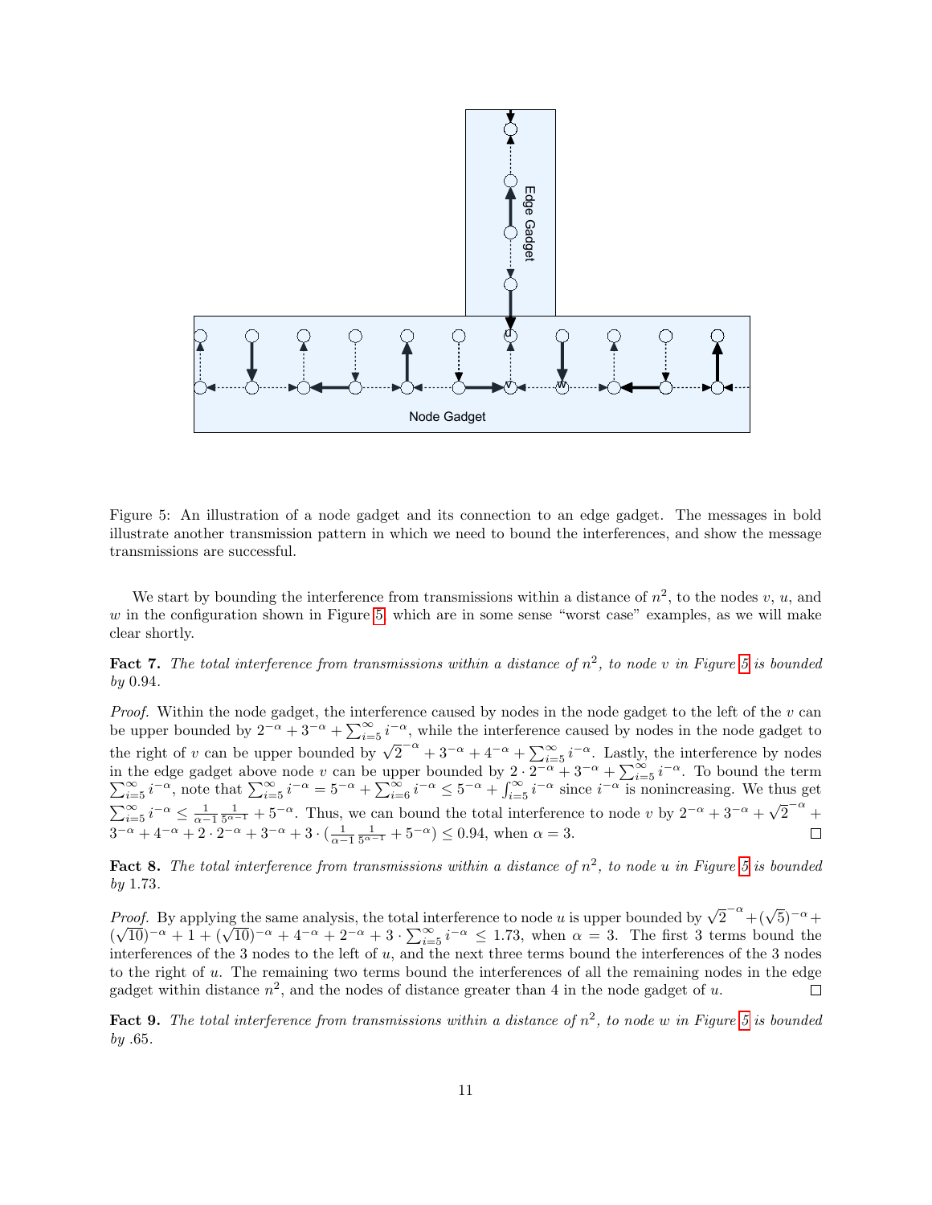Figure 5: An illustration of a node gadget and its connection to an edge gadget. The messages in bold illustrate another transmission pattern in which we need to bound the interferences, and show the message transmissions are successful.

We start by bounding the interference from transmissions within a distance of $n^2$, to the nodes $v$, $u$, and $w$ in the configuration shown in Figure 5, which are in some sense "worst case" examples, as we will make clear shortly.

**Fact 7.** *The total interference from transmissions within a distance of $n^2$, to node $v$ in Figure 5 is bounded by* 0.94.

*Proof.* Within the node gadget, the interference caused by nodes in the node gadget to the left of the $v$ can be upper bounded by $2^{-\alpha} + 3^{-\alpha} + \sum_{i=5}^{\infty} i^{-\alpha}$, while the interference caused by nodes in the node gadget to the right of $v$ can be upper bounded by $\sqrt{2}^{-\alpha} + 3^{-\alpha} + 4^{-\alpha} + \sum_{i=5}^{\infty} i^{-\alpha}$. Lastly, the interference by nodes in the edge gadget above node $v$ can be upper bounded by $2 \cdot 2^{-\alpha} + 3^{-\alpha} + \sum_{i=5}^{\infty} i^{-\alpha}$. To bound the term $\sum_{i=5}^{\infty} i^{-\alpha}$, note that $\sum_{i=5}^{\infty} i^{-\alpha} = 5^{-\alpha} + \sum_{i=6}^{\infty} i^{-\alpha} \leq 5^{-\alpha} + \int_{i=5}^{\infty} i^{-\alpha}$ since $i^{-\alpha}$ is nonincreasing. We thus get $\sum_{i=5}^{\infty} i^{-\alpha} \leq \frac{1}{\alpha-1}\frac{1}{5^{\alpha-1}} + 5^{-\alpha}$. Thus, we can bound the total interference to node $v$ by $2^{-\alpha} + 3^{-\alpha} + \sqrt{2}^{-\alpha} + 3^{-\alpha} + 4^{-\alpha} + 2 \cdot 2^{-\alpha} + 3^{-\alpha} + 3 \cdot (\frac{1}{\alpha-1}\frac{1}{5^{\alpha-1}} + 5^{-\alpha}) \leq 0.94$, when $\alpha = 3$. □

**Fact 8.** *The total interference from transmissions within a distance of $n^2$, to node $u$ in Figure 5 is bounded by* 1.73.

*Proof.* By applying the same analysis, the total interference to node $u$ is upper bounded by $\sqrt{2}^{-\alpha} + (\sqrt{5})^{-\alpha} + (\sqrt{10})^{-\alpha} + 1 + (\sqrt{10})^{-\alpha} + 4^{-\alpha} + 2^{-\alpha} + 3 \cdot \sum_{i=5}^{\infty} i^{-\alpha} \leq 1.73$, when $\alpha = 3$. The first 3 terms bound the interferences of the 3 nodes to the left of $u$, and the next three terms bound the interferences of the 3 nodes to the right of $u$. The remaining two terms bound the interferences of all the remaining nodes in the edge gadget within distance $n^2$, and the nodes of distance greater than 4 in the node gadget of $u$. □

**Fact 9.** *The total interference from transmissions within a distance of $n^2$, to node $w$ in Figure 5 is bounded by* .65.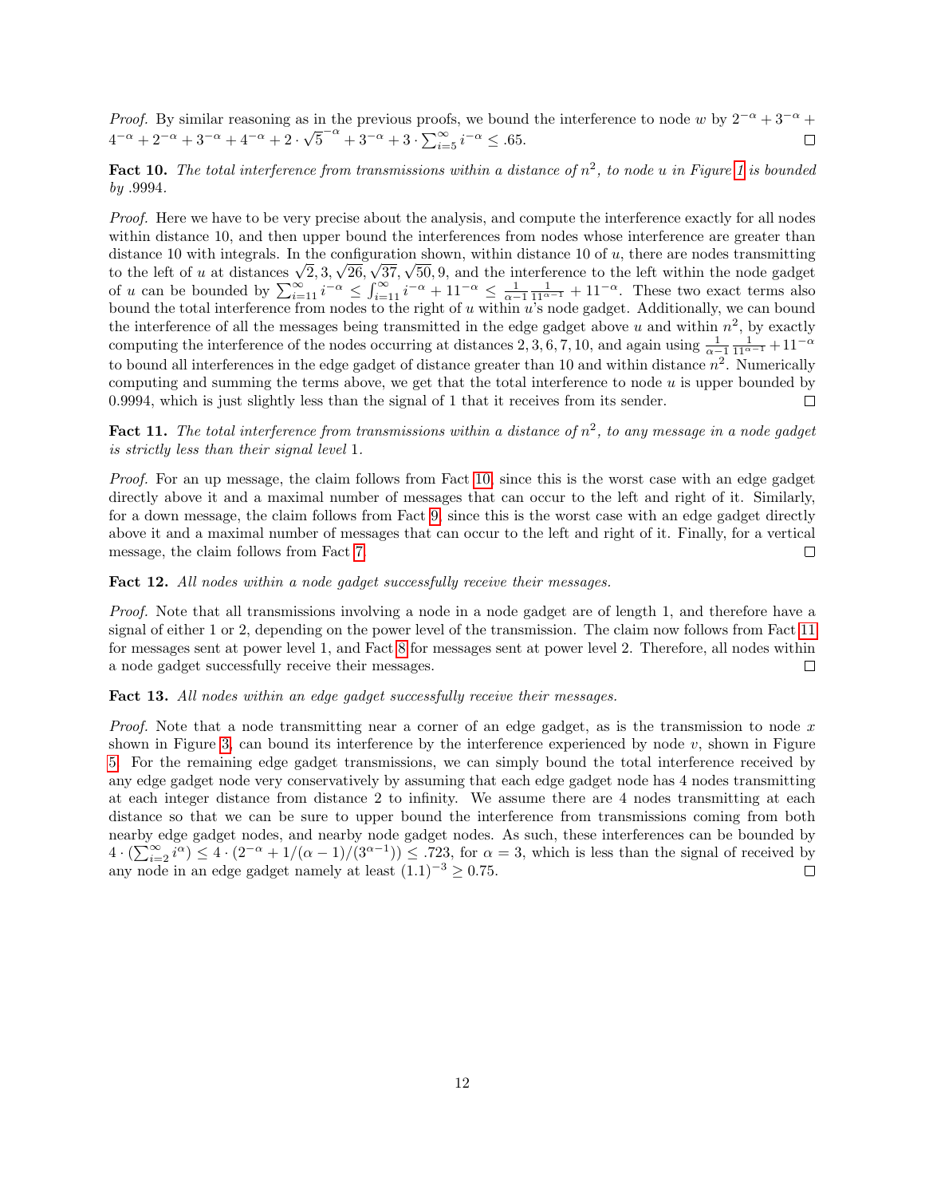*Proof.* By similar reasoning as in the previous proofs, we bound the interference to node $w$ by $2^{-\alpha} + 3^{-\alpha} + 4^{-\alpha} + 2^{-\alpha} + 3^{-\alpha} + 4^{-\alpha} + 2 \cdot \sqrt{5}^{-\alpha} + 3^{-\alpha} + 3 \cdot \sum_{i=5}^{\infty} i^{-\alpha} \leq .65$. □

**Fact 10.** *The total interference from transmissions within a distance of $n^2$, to node $u$ in Figure 1 is bounded by .9994.*

*Proof.* Here we have to be very precise about the analysis, and compute the interference exactly for all nodes within distance 10, and then upper bound the interferences from nodes whose interference are greater than distance 10 with integrals. In the configuration shown, within distance 10 of $u$, there are nodes transmitting to the left of $u$ at distances $\sqrt{2}, 3, \sqrt{26}, \sqrt{37}, \sqrt{50}, 9$, and the interference to the left within the node gadget of $u$ can be bounded by $\sum_{i=11}^{\infty} i^{-\alpha} \leq \int_{i=11}^{\infty} i^{-\alpha} + 11^{-\alpha} \leq \frac{1}{\alpha-1}\frac{1}{11^{\alpha-1}} + 11^{-\alpha}$. These two exact terms also bound the total interference from nodes to the right of $u$ within $u$'s node gadget. Additionally, we can bound the interference of all the messages being transmitted in the edge gadget above $u$ and within $n^2$, by exactly computing the interference of the nodes occurring at distances $2, 3, 6, 7, 10$, and again using $\frac{1}{\alpha-1}\frac{1}{11^{\alpha-1}} + 11^{-\alpha}$ to bound all interferences in the edge gadget of distance greater than 10 and within distance $n^2$. Numerically computing and summing the terms above, we get that the total interference to node $u$ is upper bounded by 0.9994, which is just slightly less than the signal of 1 that it receives from its sender. □

**Fact 11.** *The total interference from transmissions within a distance of $n^2$, to any message in a node gadget is strictly less than their signal level 1.*

*Proof.* For an up message, the claim follows from Fact 10, since this is the worst case with an edge gadget directly above it and a maximal number of messages that can occur to the left and right of it. Similarly, for a down message, the claim follows from Fact 9, since this is the worst case with an edge gadget directly above it and a maximal number of messages that can occur to the left and right of it. Finally, for a vertical message, the claim follows from Fact 7. □

**Fact 12.** *All nodes within a node gadget successfully receive their messages.*

*Proof.* Note that all transmissions involving a node in a node gadget are of length 1, and therefore have a signal of either 1 or 2, depending on the power level of the transmission. The claim now follows from Fact 11 for messages sent at power level 1, and Fact 8 for messages sent at power level 2. Therefore, all nodes within a node gadget successfully receive their messages. □

**Fact 13.** *All nodes within an edge gadget successfully receive their messages.*

*Proof.* Note that a node transmitting near a corner of an edge gadget, as is the transmission to node $x$ shown in Figure 3, can bound its interference by the interference experienced by node $v$, shown in Figure 5. For the remaining edge gadget transmissions, we can simply bound the total interference received by any edge gadget node very conservatively by assuming that each edge gadget node has 4 nodes transmitting at each integer distance from distance 2 to infinity. We assume there are 4 nodes transmitting at each distance so that we can be sure to upper bound the interference from transmissions coming from both nearby edge gadget nodes, and nearby node gadget nodes. As such, these interferences can be bounded by $4 \cdot (\sum_{i=2}^{\infty} i^{\alpha}) \leq 4 \cdot (2^{-\alpha} + 1/(\alpha-1)/(3^{\alpha-1})) \leq .723$, for $\alpha = 3$, which is less than the signal of received by any node in an edge gadget namely at least $(1.1)^{-3} \geq 0.75$. □